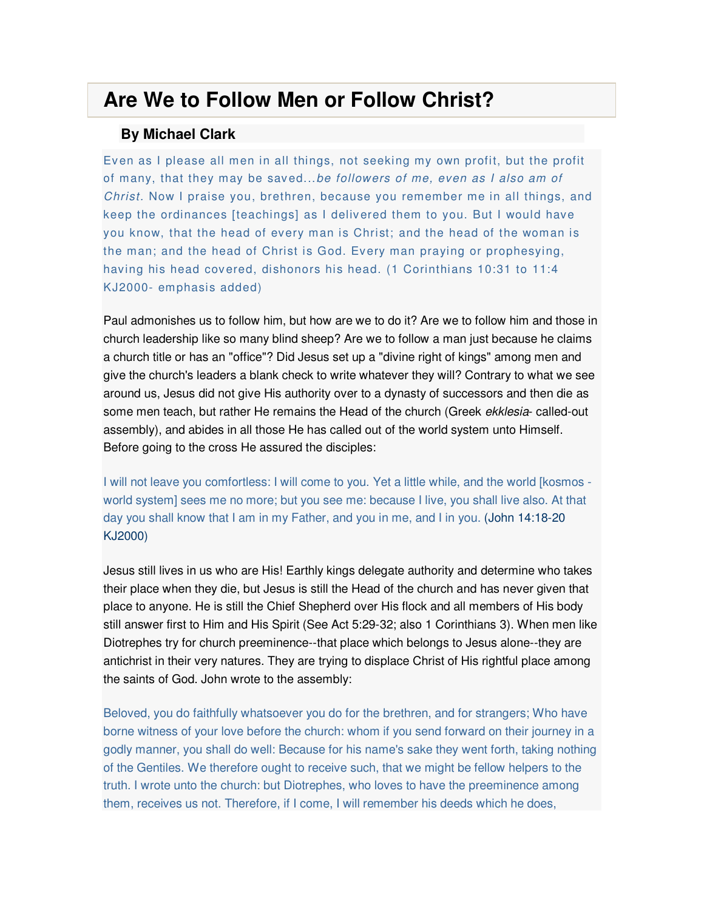# Are We to Follow Men or Follow Christ?

### By Michael Clark

> Even as I please all men in all things, not seeking my own profit, but the profit of many, that they may be saved...*be followers of me, even as I also am of Christ.* Now I praise you, brethren, because you remember me in all things, and keep the ordinances [teachings] as I delivered them to you. But I would have you know, that the head of every man is Christ; and the head of the woman is the man; and the head of Christ is God. Every man praying or prophesying, having his head covered, dishonors his head. (1 Corinthians 10:31 to 11:4 KJ2000- emphasis added)

Paul admonishes us to follow him, but how are we to do it? Are we to follow him and those in church leadership like so many blind sheep? Are we to follow a man just because he claims a church title or has an "office"? Did Jesus set up a "divine right of kings" among men and give the church's leaders a blank check to write whatever they will? Contrary to what we see around us, Jesus did not give His authority over to a dynasty of successors and then die as some men teach, but rather He remains the Head of the church (Greek *ekklesia*- called-out assembly), and abides in all those He has called out of the world system unto Himself. Before going to the cross He assured the disciples:

> I will not leave you comfortless: I will come to you. Yet a little while, and the world [kosmos - world system] sees me no more; but you see me: because I live, you shall live also. At that day you shall know that I am in my Father, and you in me, and I in you. (John 14:18-20 KJ2000)

Jesus still lives in us who are His! Earthly kings delegate authority and determine who takes their place when they die, but Jesus is still the Head of the church and has never given that place to anyone. He is still the Chief Shepherd over His flock and all members of His body still answer first to Him and His Spirit (See Act 5:29-32; also 1 Corinthians 3). When men like Diotrephes try for church preeminence--that place which belongs to Jesus alone--they are antichrist in their very natures. They are trying to displace Christ of His rightful place among the saints of God. John wrote to the assembly:

> Beloved, you do faithfully whatsoever you do for the brethren, and for strangers; Who have borne witness of your love before the church: whom if you send forward on their journey in a godly manner, you shall do well: Because for his name's sake they went forth, taking nothing of the Gentiles. We therefore ought to receive such, that we might be fellow helpers to the truth. I wrote unto the church: but Diotrephes, who loves to have the preeminence among them, receives us not. Therefore, if I come, I will remember his deeds which he does,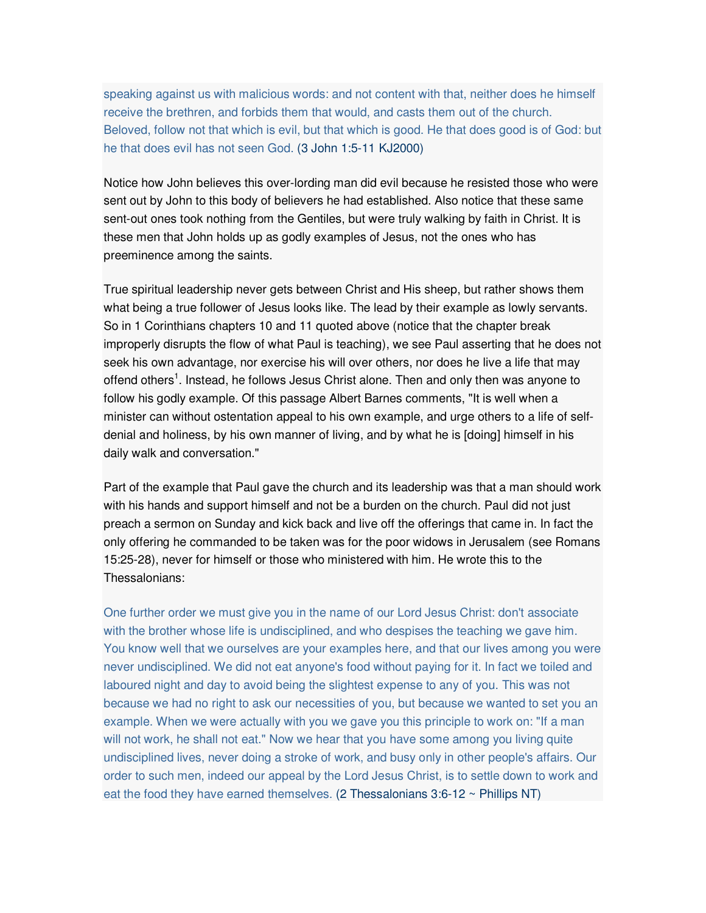speaking against us with malicious words: and not content with that, neither does he himself receive the brethren, and forbids them that would, and casts them out of the church. Beloved, follow not that which is evil, but that which is good. He that does good is of God: but he that does evil has not seen God. (3 John 1:5-11 KJ2000)

Notice how John believes this over-lording man did evil because he resisted those who were sent out by John to this body of believers he had established. Also notice that these same sent-out ones took nothing from the Gentiles, but were truly walking by faith in Christ. It is these men that John holds up as godly examples of Jesus, not the ones who has preeminence among the saints.

True spiritual leadership never gets between Christ and His sheep, but rather shows them what being a true follower of Jesus looks like. The lead by their example as lowly servants. So in 1 Corinthians chapters 10 and 11 quoted above (notice that the chapter break improperly disrupts the flow of what Paul is teaching), we see Paul asserting that he does not seek his own advantage, nor exercise his will over others, nor does he live a life that may offend others[1]. Instead, he follows Jesus Christ alone. Then and only then was anyone to follow his godly example. Of this passage Albert Barnes comments, "It is well when a minister can without ostentation appeal to his own example, and urge others to a life of self-denial and holiness, by his own manner of living, and by what he is [doing] himself in his daily walk and conversation."

Part of the example that Paul gave the church and its leadership was that a man should work with his hands and support himself and not be a burden on the church. Paul did not just preach a sermon on Sunday and kick back and live off the offerings that came in. In fact the only offering he commanded to be taken was for the poor widows in Jerusalem (see Romans 15:25-28), never for himself or those who ministered with him. He wrote this to the Thessalonians:

One further order we must give you in the name of our Lord Jesus Christ: don't associate with the brother whose life is undisciplined, and who despises the teaching we gave him. You know well that we ourselves are your examples here, and that our lives among you were never undisciplined. We did not eat anyone's food without paying for it. In fact we toiled and laboured night and day to avoid being the slightest expense to any of you. This was not because we had no right to ask our necessities of you, but because we wanted to set you an example. When we were actually with you we gave you this principle to work on: "If a man will not work, he shall not eat." Now we hear that you have some among you living quite undisciplined lives, never doing a stroke of work, and busy only in other people's affairs. Our order to such men, indeed our appeal by the Lord Jesus Christ, is to settle down to work and eat the food they have earned themselves. (2 Thessalonians 3:6-12 ~ Phillips NT)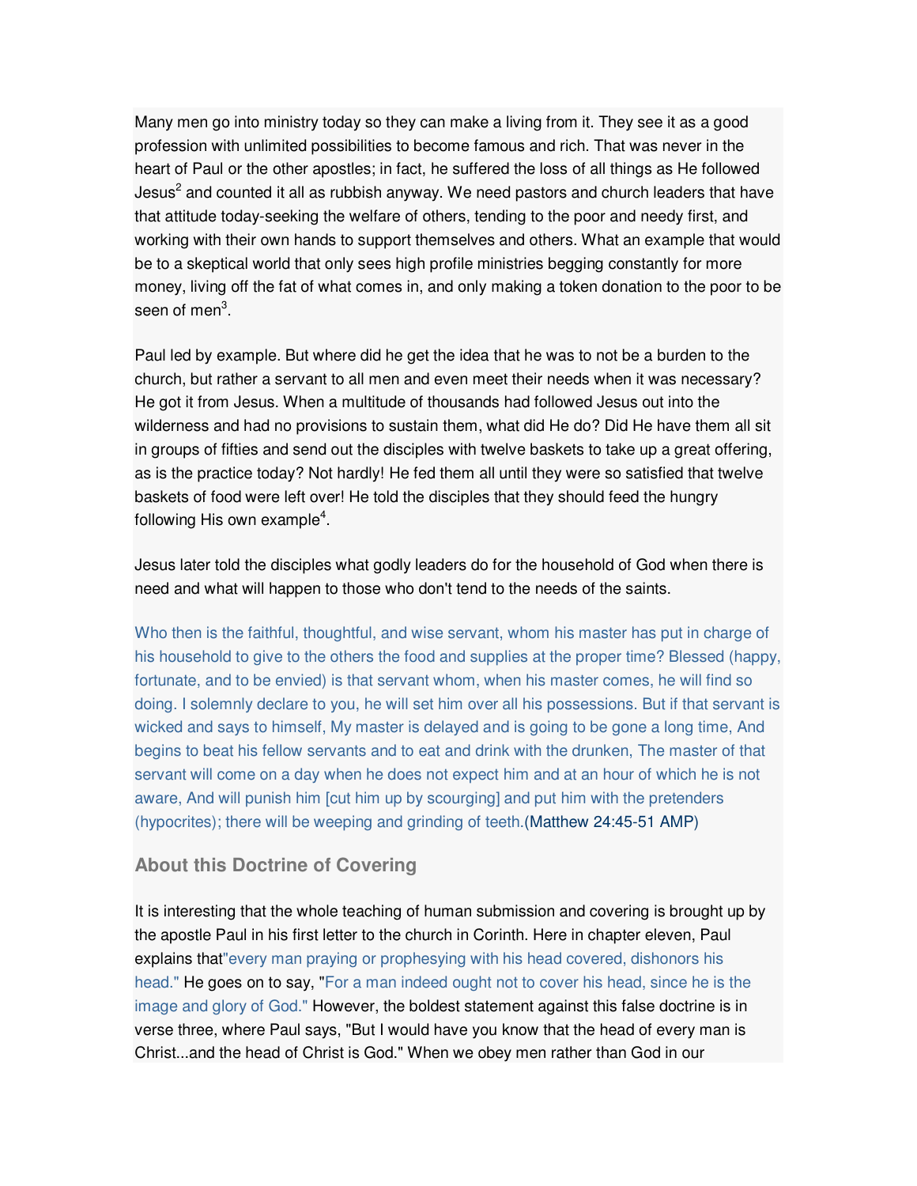Many men go into ministry today so they can make a living from it. They see it as a good profession with unlimited possibilities to become famous and rich. That was never in the heart of Paul or the other apostles; in fact, he suffered the loss of all things as He followed Jesus[2] and counted it all as rubbish anyway. We need pastors and church leaders that have that attitude today-seeking the welfare of others, tending to the poor and needy first, and working with their own hands to support themselves and others. What an example that would be to a skeptical world that only sees high profile ministries begging constantly for more money, living off the fat of what comes in, and only making a token donation to the poor to be seen of men[3].

Paul led by example. But where did he get the idea that he was to not be a burden to the church, but rather a servant to all men and even meet their needs when it was necessary? He got it from Jesus. When a multitude of thousands had followed Jesus out into the wilderness and had no provisions to sustain them, what did He do? Did He have them all sit in groups of fifties and send out the disciples with twelve baskets to take up a great offering, as is the practice today? Not hardly! He fed them all until they were so satisfied that twelve baskets of food were left over! He told the disciples that they should feed the hungry following His own example[4].

Jesus later told the disciples what godly leaders do for the household of God when there is need and what will happen to those who don't tend to the needs of the saints.

Who then is the faithful, thoughtful, and wise servant, whom his master has put in charge of his household to give to the others the food and supplies at the proper time? Blessed (happy, fortunate, and to be envied) is that servant whom, when his master comes, he will find so doing. I solemnly declare to you, he will set him over all his possessions. But if that servant is wicked and says to himself, My master is delayed and is going to be gone a long time, And begins to beat his fellow servants and to eat and drink with the drunken, The master of that servant will come on a day when he does not expect him and at an hour of which he is not aware, And will punish him [cut him up by scourging] and put him with the pretenders (hypocrites); there will be weeping and grinding of teeth.(Matthew 24:45-51 AMP)

### About this Doctrine of Covering

It is interesting that the whole teaching of human submission and covering is brought up by the apostle Paul in his first letter to the church in Corinth. Here in chapter eleven, Paul explains that"every man praying or prophesying with his head covered, dishonors his head." He goes on to say, "For a man indeed ought not to cover his head, since he is the image and glory of God." However, the boldest statement against this false doctrine is in verse three, where Paul says, "But I would have you know that the head of every man is Christ...and the head of Christ is God." When we obey men rather than God in our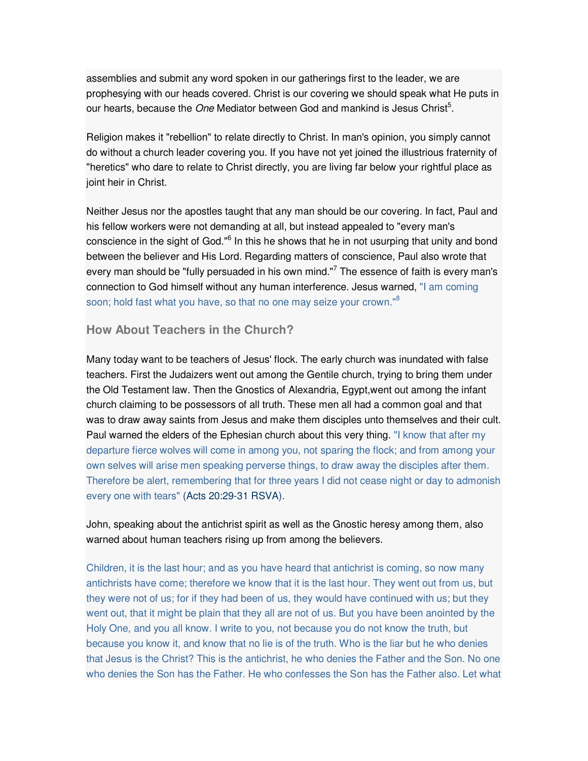assemblies and submit any word spoken in our gatherings first to the leader, we are prophesying with our heads covered. Christ is our covering we should speak what He puts in our hearts, because the *One* Mediator between God and mankind is Jesus Christ[5].

Religion makes it "rebellion" to relate directly to Christ. In man's opinion, you simply cannot do without a church leader covering you. If you have not yet joined the illustrious fraternity of "heretics" who dare to relate to Christ directly, you are living far below your rightful place as joint heir in Christ.

Neither Jesus nor the apostles taught that any man should be our covering. In fact, Paul and his fellow workers were not demanding at all, but instead appealed to "every man's conscience in the sight of God."[6] In this he shows that he in not usurping that unity and bond between the believer and His Lord. Regarding matters of conscience, Paul also wrote that every man should be "fully persuaded in his own mind."[7] The essence of faith is every man's connection to God himself without any human interference. Jesus warned, "I am coming soon; hold fast what you have, so that no one may seize your crown."[8]

### How About Teachers in the Church?

Many today want to be teachers of Jesus' flock. The early church was inundated with false teachers. First the Judaizers went out among the Gentile church, trying to bring them under the Old Testament law. Then the Gnostics of Alexandria, Egypt,went out among the infant church claiming to be possessors of all truth. These men all had a common goal and that was to draw away saints from Jesus and make them disciples unto themselves and their cult. Paul warned the elders of the Ephesian church about this very thing. "I know that after my departure fierce wolves will come in among you, not sparing the flock; and from among your own selves will arise men speaking perverse things, to draw away the disciples after them. Therefore be alert, remembering that for three years I did not cease night or day to admonish every one with tears" (Acts 20:29-31 RSVA).

John, speaking about the antichrist spirit as well as the Gnostic heresy among them, also warned about human teachers rising up from among the believers.

Children, it is the last hour; and as you have heard that antichrist is coming, so now many antichrists have come; therefore we know that it is the last hour. They went out from us, but they were not of us; for if they had been of us, they would have continued with us; but they went out, that it might be plain that they all are not of us. But you have been anointed by the Holy One, and you all know. I write to you, not because you do not know the truth, but because you know it, and know that no lie is of the truth. Who is the liar but he who denies that Jesus is the Christ? This is the antichrist, he who denies the Father and the Son. No one who denies the Son has the Father. He who confesses the Son has the Father also. Let what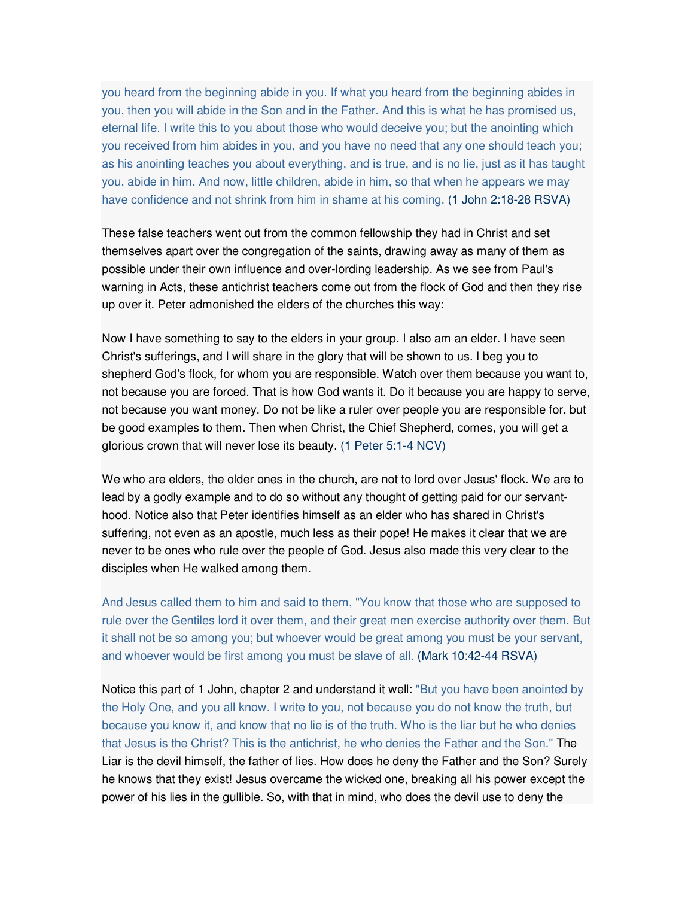you heard from the beginning abide in you. If what you heard from the beginning abides in you, then you will abide in the Son and in the Father. And this is what he has promised us, eternal life. I write this to you about those who would deceive you; but the anointing which you received from him abides in you, and you have no need that any one should teach you; as his anointing teaches you about everything, and is true, and is no lie, just as it has taught you, abide in him. And now, little children, abide in him, so that when he appears we may have confidence and not shrink from him in shame at his coming. (1 John 2:18-28 RSVA)

These false teachers went out from the common fellowship they had in Christ and set themselves apart over the congregation of the saints, drawing away as many of them as possible under their own influence and over-lording leadership. As we see from Paul's warning in Acts, these antichrist teachers come out from the flock of God and then they rise up over it. Peter admonished the elders of the churches this way:

Now I have something to say to the elders in your group. I also am an elder. I have seen Christ's sufferings, and I will share in the glory that will be shown to us. I beg you to shepherd God's flock, for whom you are responsible. Watch over them because you want to, not because you are forced. That is how God wants it. Do it because you are happy to serve, not because you want money. Do not be like a ruler over people you are responsible for, but be good examples to them. Then when Christ, the Chief Shepherd, comes, you will get a glorious crown that will never lose its beauty. (1 Peter 5:1-4 NCV)

We who are elders, the older ones in the church, are not to lord over Jesus' flock. We are to lead by a godly example and to do so without any thought of getting paid for our servant-hood. Notice also that Peter identifies himself as an elder who has shared in Christ's suffering, not even as an apostle, much less as their pope! He makes it clear that we are never to be ones who rule over the people of God. Jesus also made this very clear to the disciples when He walked among them.

And Jesus called them to him and said to them, "You know that those who are supposed to rule over the Gentiles lord it over them, and their great men exercise authority over them. But it shall not be so among you; but whoever would be great among you must be your servant, and whoever would be first among you must be slave of all. (Mark 10:42-44 RSVA)

Notice this part of 1 John, chapter 2 and understand it well: "But you have been anointed by the Holy One, and you all know. I write to you, not because you do not know the truth, but because you know it, and know that no lie is of the truth. Who is the liar but he who denies that Jesus is the Christ? This is the antichrist, he who denies the Father and the Son." The Liar is the devil himself, the father of lies. How does he deny the Father and the Son? Surely he knows that they exist! Jesus overcame the wicked one, breaking all his power except the power of his lies in the gullible. So, with that in mind, who does the devil use to deny the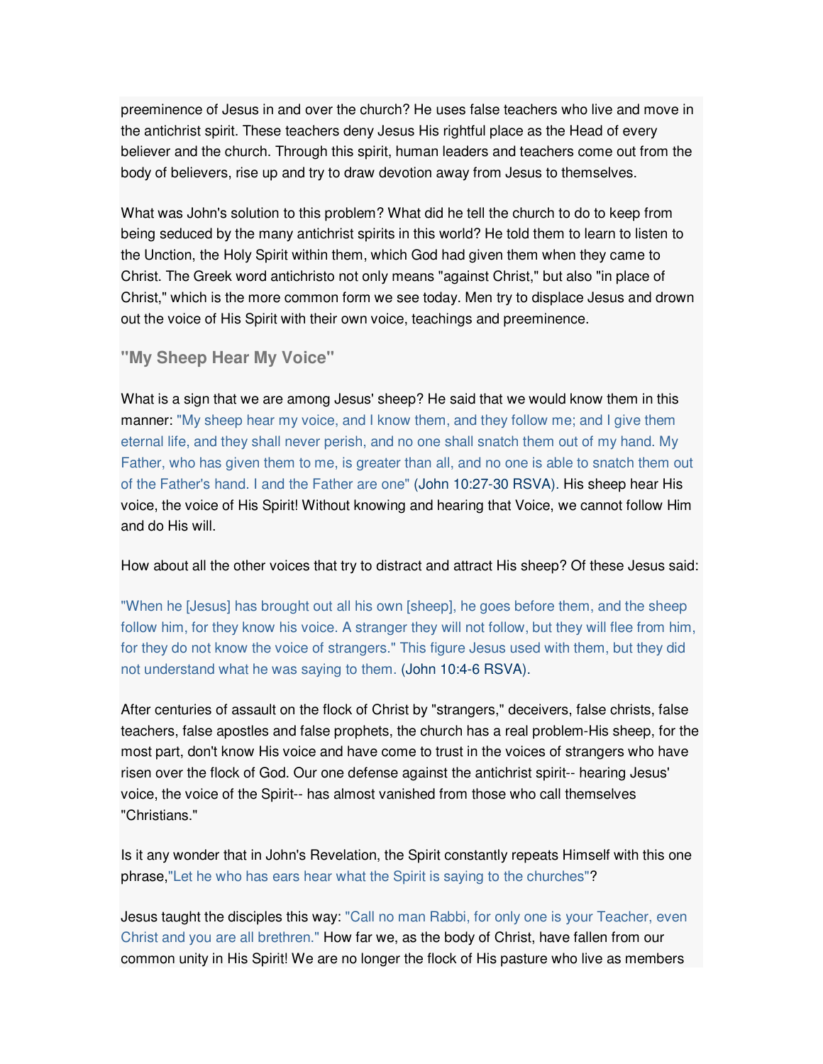preeminence of Jesus in and over the church? He uses false teachers who live and move in the antichrist spirit. These teachers deny Jesus His rightful place as the Head of every believer and the church. Through this spirit, human leaders and teachers come out from the body of believers, rise up and try to draw devotion away from Jesus to themselves.

What was John's solution to this problem? What did he tell the church to do to keep from being seduced by the many antichrist spirits in this world? He told them to learn to listen to the Unction, the Holy Spirit within them, which God had given them when they came to Christ. The Greek word antichristo not only means "against Christ," but also "in place of Christ," which is the more common form we see today. Men try to displace Jesus and drown out the voice of His Spirit with their own voice, teachings and preeminence.

## "My Sheep Hear My Voice"

What is a sign that we are among Jesus' sheep? He said that we would know them in this manner: "My sheep hear my voice, and I know them, and they follow me; and I give them eternal life, and they shall never perish, and no one shall snatch them out of my hand. My Father, who has given them to me, is greater than all, and no one is able to snatch them out of the Father's hand. I and the Father are one" (John 10:27-30 RSVA). His sheep hear His voice, the voice of His Spirit! Without knowing and hearing that Voice, we cannot follow Him and do His will.

How about all the other voices that try to distract and attract His sheep? Of these Jesus said:

"When he [Jesus] has brought out all his own [sheep], he goes before them, and the sheep follow him, for they know his voice. A stranger they will not follow, but they will flee from him, for they do not know the voice of strangers." This figure Jesus used with them, but they did not understand what he was saying to them. (John 10:4-6 RSVA).

After centuries of assault on the flock of Christ by "strangers," deceivers, false christs, false teachers, false apostles and false prophets, the church has a real problem-His sheep, for the most part, don't know His voice and have come to trust in the voices of strangers who have risen over the flock of God. Our one defense against the antichrist spirit-- hearing Jesus' voice, the voice of the Spirit-- has almost vanished from those who call themselves "Christians."

Is it any wonder that in John's Revelation, the Spirit constantly repeats Himself with this one phrase,"Let he who has ears hear what the Spirit is saying to the churches"?

Jesus taught the disciples this way: "Call no man Rabbi, for only one is your Teacher, even Christ and you are all brethren." How far we, as the body of Christ, have fallen from our common unity in His Spirit! We are no longer the flock of His pasture who live as members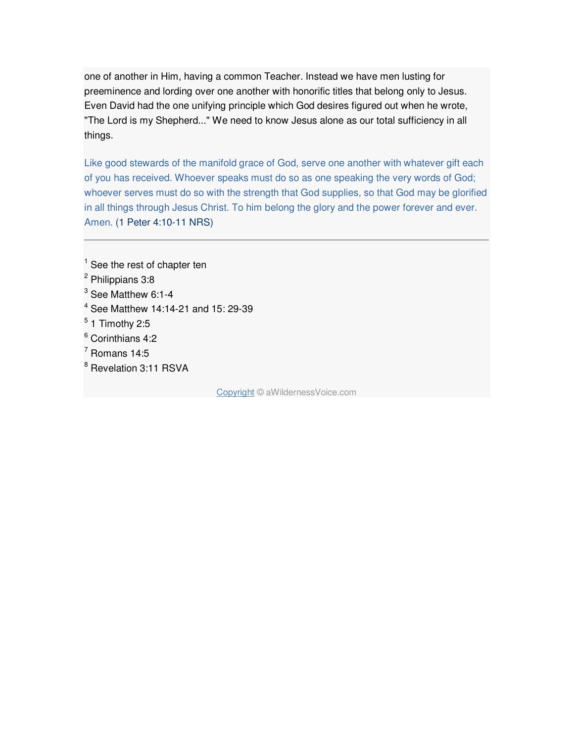one of another in Him, having a common Teacher. Instead we have men lusting for preeminence and lording over one another with honorific titles that belong only to Jesus. Even David had the one unifying principle which God desires figured out when he wrote, "The Lord is my Shepherd..." We need to know Jesus alone as our total sufficiency in all things.

Like good stewards of the manifold grace of God, serve one another with whatever gift each of you has received. Whoever speaks must do so as one speaking the very words of God; whoever serves must do so with the strength that God supplies, so that God may be glorified in all things through Jesus Christ. To him belong the glory and the power forever and ever. Amen. (1 Peter 4:10-11 NRS)

---

[1] See the rest of chapter ten
[2] Philippians 3:8
[3] See Matthew 6:1-4
[4] See Matthew 14:14-21 and 15: 29-39
[5] 1 Timothy 2:5
[6] Corinthians 4:2
[7] Romans 14:5
[8] Revelation 3:11 RSVA

Copyright © aWildernessVoice.com